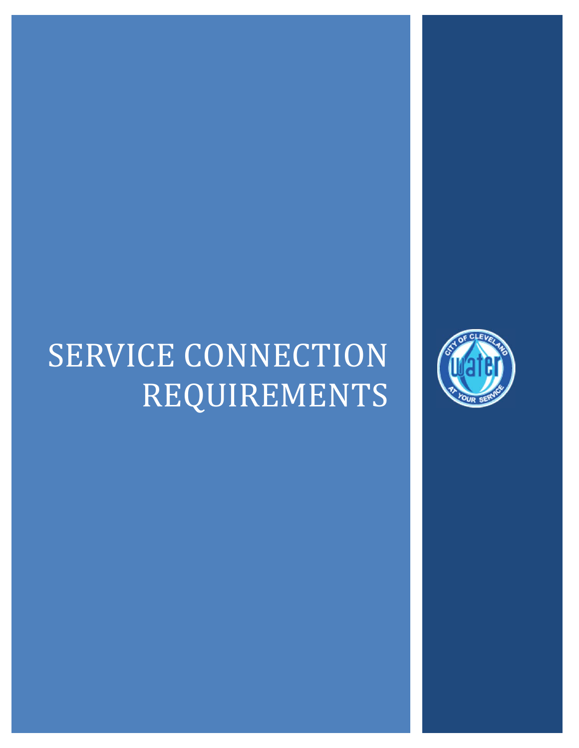# SERVICE CONNECTION REQUIREMENTS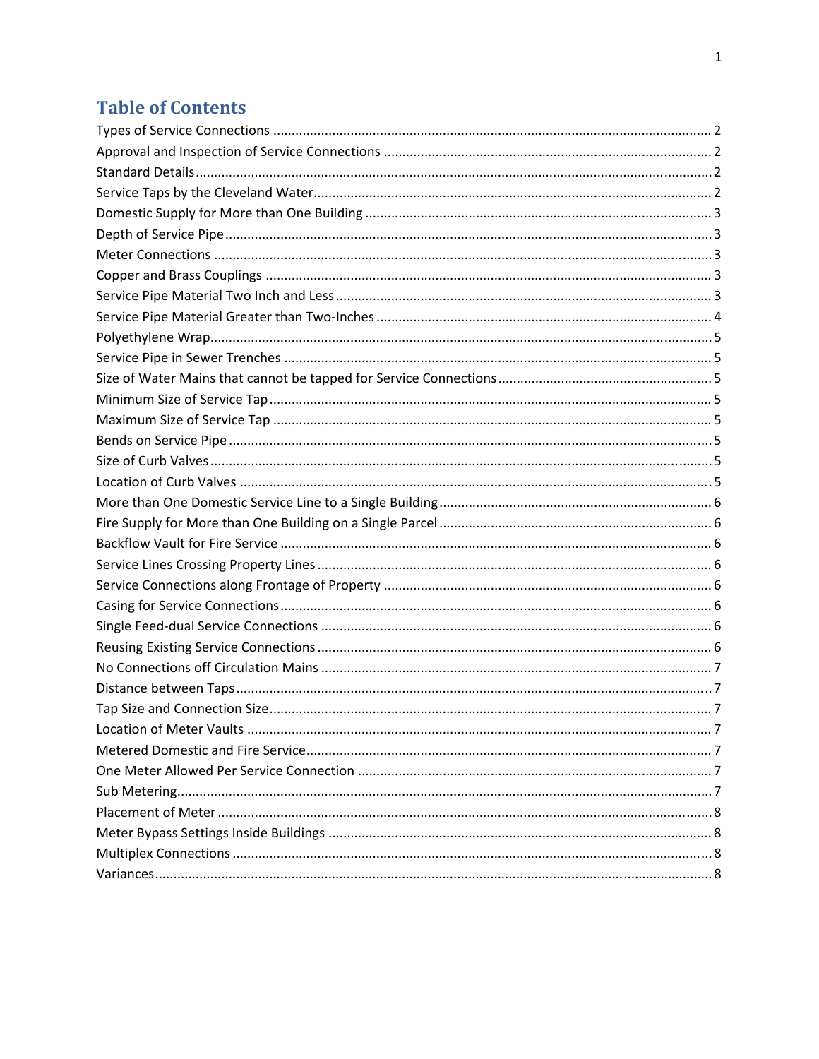# Table of Contents

| | |
|---|---|
| Types of Service Connections | 2 |
| Approval and Inspection of Service Connections | 2 |
| Standard Details | 2 |
| Service Taps by the Cleveland Water | 2 |
| Domestic Supply for More than One Building | 3 |
| Depth of Service Pipe | 3 |
| Meter Connections | 3 |
| Copper and Brass Couplings | 3 |
| Service Pipe Material Two Inch and Less | 3 |
| Service Pipe Material Greater than Two-Inches | 4 |
| Polyethylene Wrap | 5 |
| Service Pipe in Sewer Trenches | 5 |
| Size of Water Mains that cannot be tapped for Service Connections | 5 |
| Minimum Size of Service Tap | 5 |
| Maximum Size of Service Tap | 5 |
| Bends on Service Pipe | 5 |
| Size of Curb Valves | 5 |
| Location of Curb Valves | 5 |
| More than One Domestic Service Line to a Single Building | 6 |
| Fire Supply for More than One Building on a Single Parcel | 6 |
| Backflow Vault for Fire Service | 6 |
| Service Lines Crossing Property Lines | 6 |
| Service Connections along Frontage of Property | 6 |
| Casing for Service Connections | 6 |
| Single Feed-dual Service Connections | 6 |
| Reusing Existing Service Connections | 6 |
| No Connections off Circulation Mains | 7 |
| Distance between Taps | 7 |
| Tap Size and Connection Size | 7 |
| Location of Meter Vaults | 7 |
| Metered Domestic and Fire Service | 7 |
| One Meter Allowed Per Service Connection | 7 |
| Sub Metering | 7 |
| Placement of Meter | 8 |
| Meter Bypass Settings Inside Buildings | 8 |
| Multiplex Connections | 8 |
| Variances | 8 |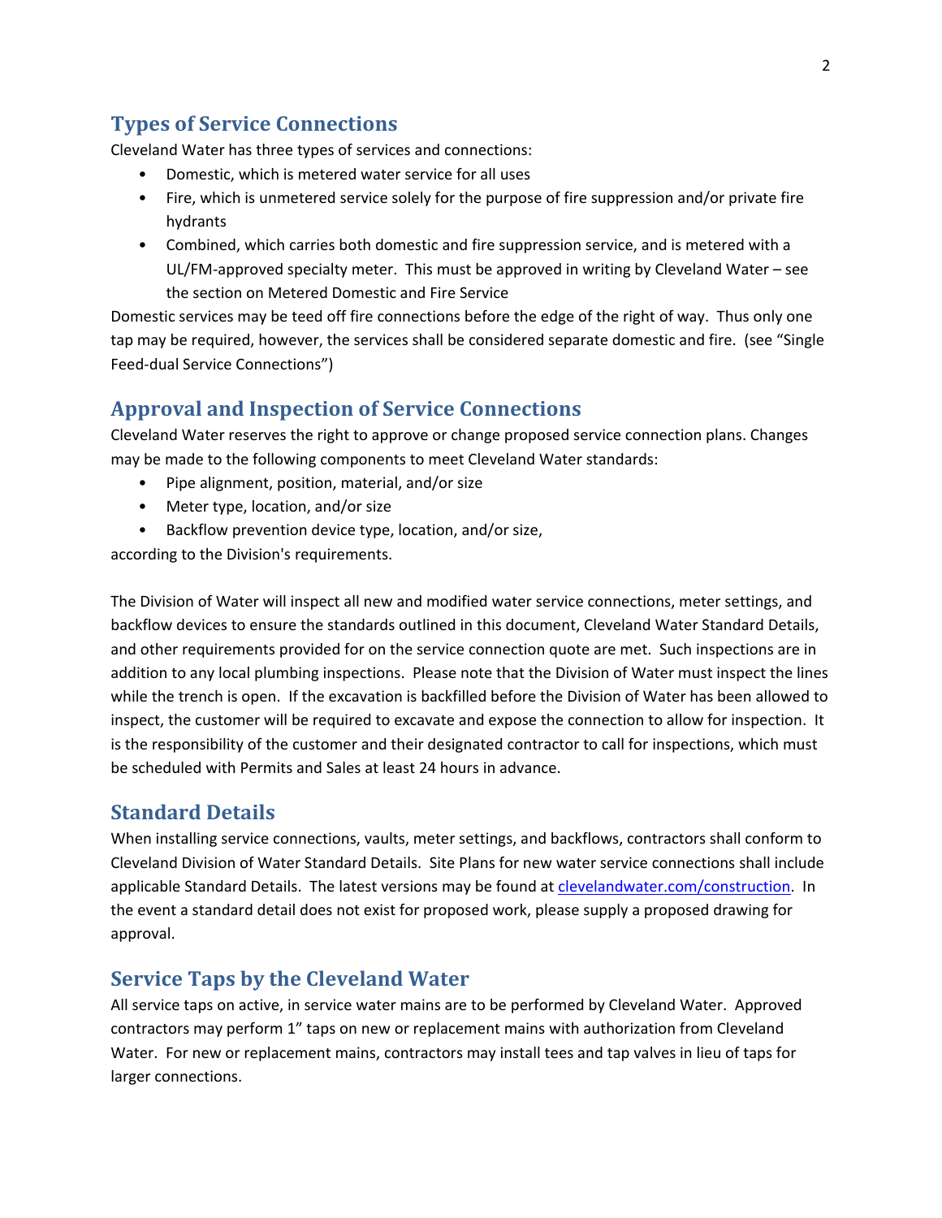## Types of Service Connections

Cleveland Water has three types of services and connections:

- Domestic, which is metered water service for all uses
- Fire, which is unmetered service solely for the purpose of fire suppression and/or private fire hydrants
- Combined, which carries both domestic and fire suppression service, and is metered with a UL/FM-approved specialty meter. This must be approved in writing by Cleveland Water – see the section on Metered Domestic and Fire Service

Domestic services may be teed off fire connections before the edge of the right of way. Thus only one tap may be required, however, the services shall be considered separate domestic and fire. (see "Single Feed-dual Service Connections")

## Approval and Inspection of Service Connections

Cleveland Water reserves the right to approve or change proposed service connection plans. Changes may be made to the following components to meet Cleveland Water standards:

- Pipe alignment, position, material, and/or size
- Meter type, location, and/or size
- Backflow prevention device type, location, and/or size,

according to the Division's requirements.

The Division of Water will inspect all new and modified water service connections, meter settings, and backflow devices to ensure the standards outlined in this document, Cleveland Water Standard Details, and other requirements provided for on the service connection quote are met. Such inspections are in addition to any local plumbing inspections. Please note that the Division of Water must inspect the lines while the trench is open. If the excavation is backfilled before the Division of Water has been allowed to inspect, the customer will be required to excavate and expose the connection to allow for inspection. It is the responsibility of the customer and their designated contractor to call for inspections, which must be scheduled with Permits and Sales at least 24 hours in advance.

## Standard Details

When installing service connections, vaults, meter settings, and backflows, contractors shall conform to Cleveland Division of Water Standard Details. Site Plans for new water service connections shall include applicable Standard Details. The latest versions may be found at [clevelandwater.com/construction](clevelandwater.com/construction). In the event a standard detail does not exist for proposed work, please supply a proposed drawing for approval.

## Service Taps by the Cleveland Water

All service taps on active, in service water mains are to be performed by Cleveland Water. Approved contractors may perform 1" taps on new or replacement mains with authorization from Cleveland Water. For new or replacement mains, contractors may install tees and tap valves in lieu of taps for larger connections.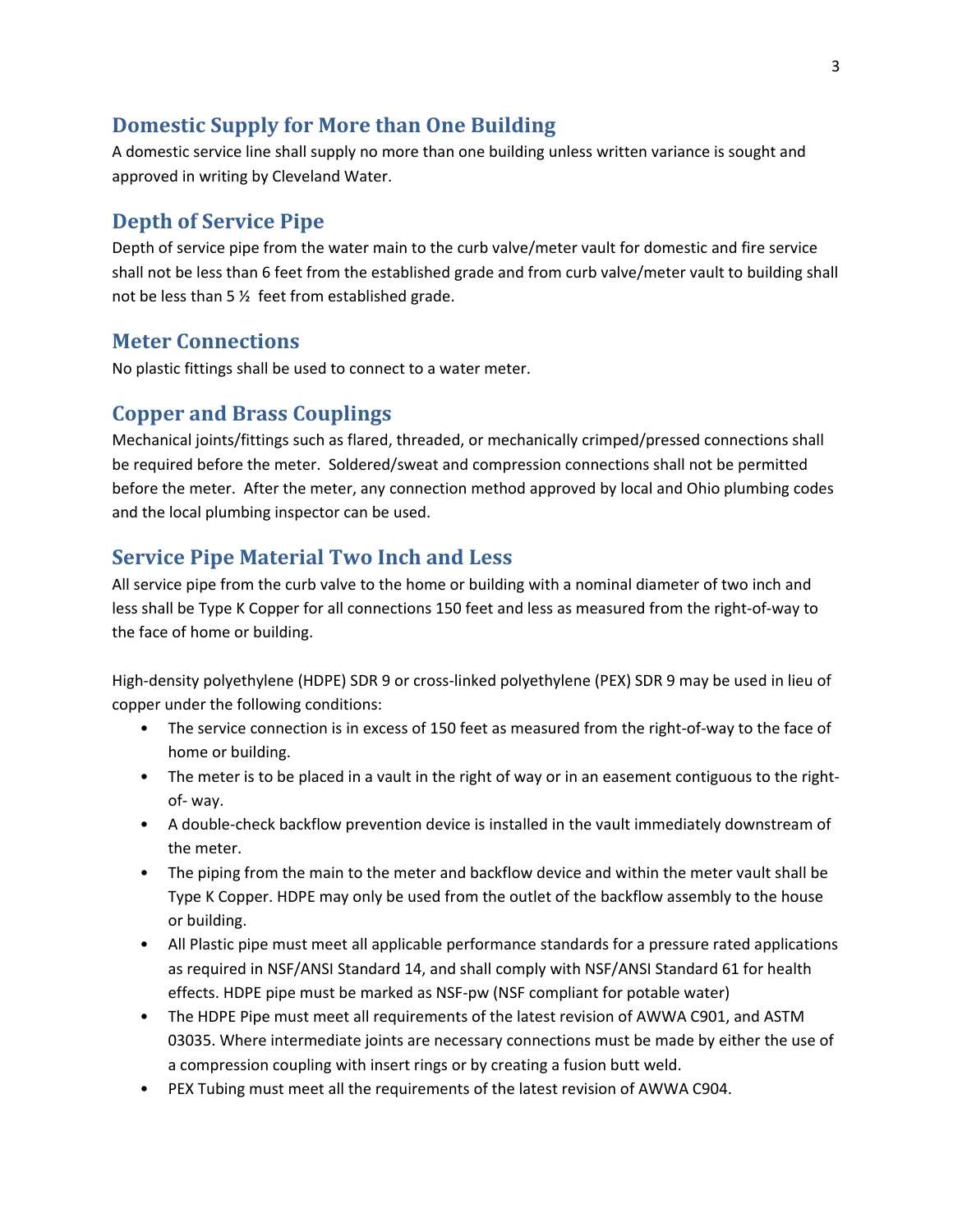## Domestic Supply for More than One Building

A domestic service line shall supply no more than one building unless written variance is sought and approved in writing by Cleveland Water.

## Depth of Service Pipe

Depth of service pipe from the water main to the curb valve/meter vault for domestic and fire service shall not be less than 6 feet from the established grade and from curb valve/meter vault to building shall not be less than 5 ½ feet from established grade.

## Meter Connections

No plastic fittings shall be used to connect to a water meter.

## Copper and Brass Couplings

Mechanical joints/fittings such as flared, threaded, or mechanically crimped/pressed connections shall be required before the meter. Soldered/sweat and compression connections shall not be permitted before the meter. After the meter, any connection method approved by local and Ohio plumbing codes and the local plumbing inspector can be used.

## Service Pipe Material Two Inch and Less

All service pipe from the curb valve to the home or building with a nominal diameter of two inch and less shall be Type K Copper for all connections 150 feet and less as measured from the right-of-way to the face of home or building.

High-density polyethylene (HDPE) SDR 9 or cross-linked polyethylene (PEX) SDR 9 may be used in lieu of copper under the following conditions:

- The service connection is in excess of 150 feet as measured from the right-of-way to the face of home or building.
- The meter is to be placed in a vault in the right of way or in an easement contiguous to the right-of- way.
- A double-check backflow prevention device is installed in the vault immediately downstream of the meter.
- The piping from the main to the meter and backflow device and within the meter vault shall be Type K Copper. HDPE may only be used from the outlet of the backflow assembly to the house or building.
- All Plastic pipe must meet all applicable performance standards for a pressure rated applications as required in NSF/ANSI Standard 14, and shall comply with NSF/ANSI Standard 61 for health effects. HDPE pipe must be marked as NSF-pw (NSF compliant for potable water)
- The HDPE Pipe must meet all requirements of the latest revision of AWWA C901, and ASTM 03035. Where intermediate joints are necessary connections must be made by either the use of a compression coupling with insert rings or by creating a fusion butt weld.
- PEX Tubing must meet all the requirements of the latest revision of AWWA C904.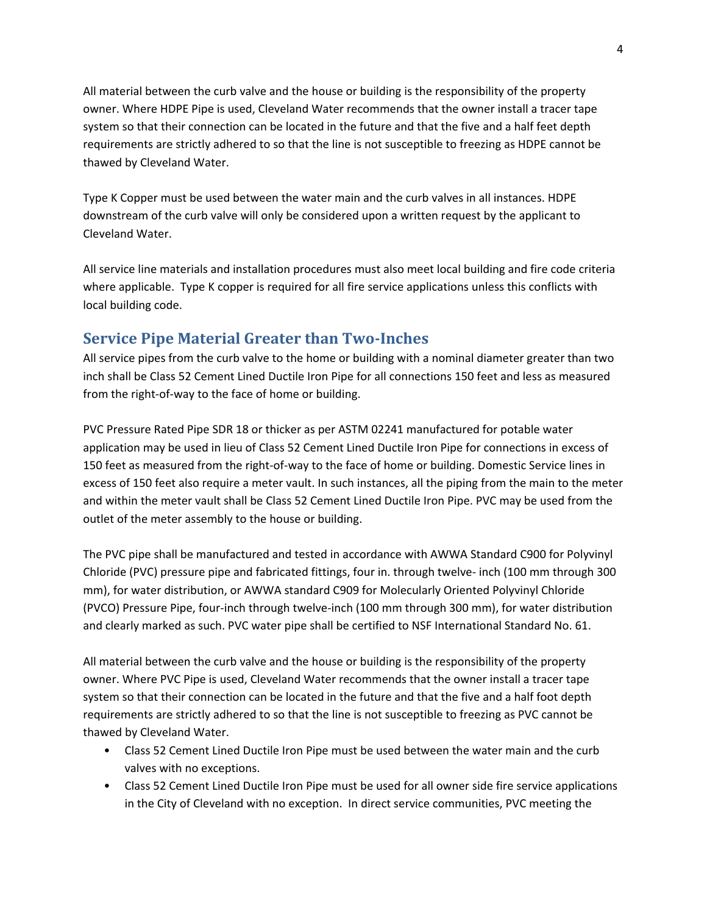All material between the curb valve and the house or building is the responsibility of the property owner. Where HDPE Pipe is used, Cleveland Water recommends that the owner install a tracer tape system so that their connection can be located in the future and that the five and a half feet depth requirements are strictly adhered to so that the line is not susceptible to freezing as HDPE cannot be thawed by Cleveland Water.

Type K Copper must be used between the water main and the curb valves in all instances. HDPE downstream of the curb valve will only be considered upon a written request by the applicant to Cleveland Water.

All service line materials and installation procedures must also meet local building and fire code criteria where applicable. Type K copper is required for all fire service applications unless this conflicts with local building code.

## Service Pipe Material Greater than Two-Inches

All service pipes from the curb valve to the home or building with a nominal diameter greater than two inch shall be Class 52 Cement Lined Ductile Iron Pipe for all connections 150 feet and less as measured from the right-of-way to the face of home or building.

PVC Pressure Rated Pipe SDR 18 or thicker as per ASTM 02241 manufactured for potable water application may be used in lieu of Class 52 Cement Lined Ductile Iron Pipe for connections in excess of 150 feet as measured from the right-of-way to the face of home or building. Domestic Service lines in excess of 150 feet also require a meter vault. In such instances, all the piping from the main to the meter and within the meter vault shall be Class 52 Cement Lined Ductile Iron Pipe. PVC may be used from the outlet of the meter assembly to the house or building.

The PVC pipe shall be manufactured and tested in accordance with AWWA Standard C900 for Polyvinyl Chloride (PVC) pressure pipe and fabricated fittings, four in. through twelve- inch (100 mm through 300 mm), for water distribution, or AWWA standard C909 for Molecularly Oriented Polyvinyl Chloride (PVCO) Pressure Pipe, four-inch through twelve-inch (100 mm through 300 mm), for water distribution and clearly marked as such. PVC water pipe shall be certified to NSF International Standard No. 61.

All material between the curb valve and the house or building is the responsibility of the property owner. Where PVC Pipe is used, Cleveland Water recommends that the owner install a tracer tape system so that their connection can be located in the future and that the five and a half foot depth requirements are strictly adhered to so that the line is not susceptible to freezing as PVC cannot be thawed by Cleveland Water.

- Class 52 Cement Lined Ductile Iron Pipe must be used between the water main and the curb valves with no exceptions.
- Class 52 Cement Lined Ductile Iron Pipe must be used for all owner side fire service applications in the City of Cleveland with no exception. In direct service communities, PVC meeting the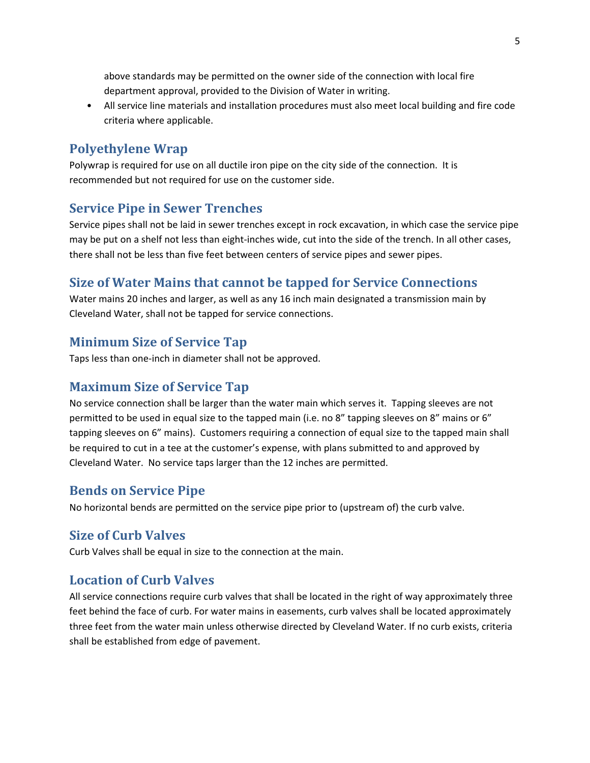above standards may be permitted on the owner side of the connection with local fire department approval, provided to the Division of Water in writing.

- All service line materials and installation procedures must also meet local building and fire code criteria where applicable.

## Polyethylene Wrap

Polywrap is required for use on all ductile iron pipe on the city side of the connection. It is recommended but not required for use on the customer side.

## Service Pipe in Sewer Trenches

Service pipes shall not be laid in sewer trenches except in rock excavation, in which case the service pipe may be put on a shelf not less than eight-inches wide, cut into the side of the trench. In all other cases, there shall not be less than five feet between centers of service pipes and sewer pipes.

## Size of Water Mains that cannot be tapped for Service Connections

Water mains 20 inches and larger, as well as any 16 inch main designated a transmission main by Cleveland Water, shall not be tapped for service connections.

## Minimum Size of Service Tap

Taps less than one-inch in diameter shall not be approved.

## Maximum Size of Service Tap

No service connection shall be larger than the water main which serves it. Tapping sleeves are not permitted to be used in equal size to the tapped main (i.e. no 8" tapping sleeves on 8" mains or 6" tapping sleeves on 6" mains). Customers requiring a connection of equal size to the tapped main shall be required to cut in a tee at the customer's expense, with plans submitted to and approved by Cleveland Water. No service taps larger than the 12 inches are permitted.

## Bends on Service Pipe

No horizontal bends are permitted on the service pipe prior to (upstream of) the curb valve.

## Size of Curb Valves

Curb Valves shall be equal in size to the connection at the main.

## Location of Curb Valves

All service connections require curb valves that shall be located in the right of way approximately three feet behind the face of curb. For water mains in easements, curb valves shall be located approximately three feet from the water main unless otherwise directed by Cleveland Water. If no curb exists, criteria shall be established from edge of pavement.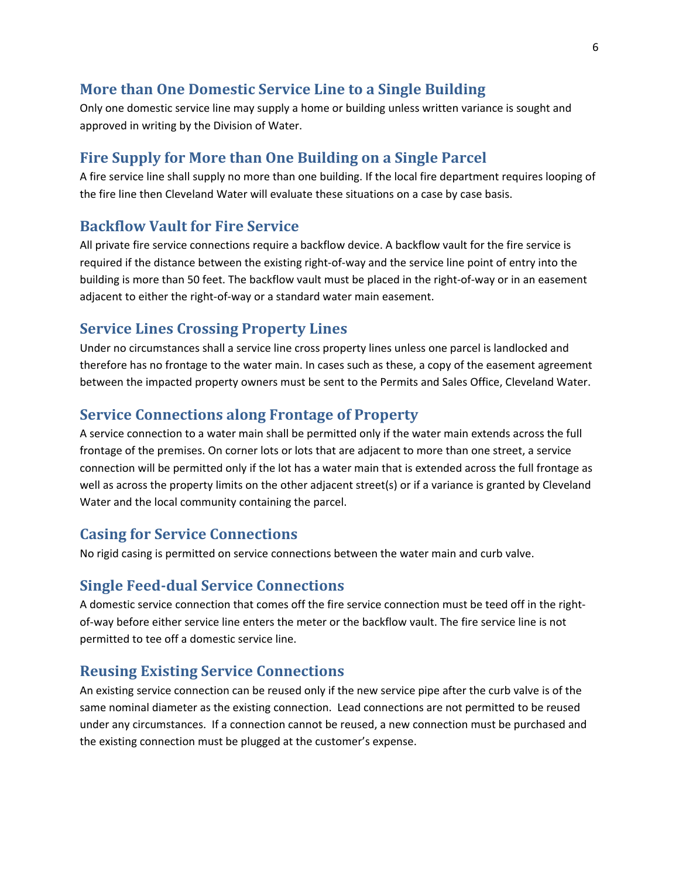## More than One Domestic Service Line to a Single Building

Only one domestic service line may supply a home or building unless written variance is sought and approved in writing by the Division of Water.

## Fire Supply for More than One Building on a Single Parcel

A fire service line shall supply no more than one building. If the local fire department requires looping of the fire line then Cleveland Water will evaluate these situations on a case by case basis.

## Backflow Vault for Fire Service

All private fire service connections require a backflow device. A backflow vault for the fire service is required if the distance between the existing right-of-way and the service line point of entry into the building is more than 50 feet. The backflow vault must be placed in the right-of-way or in an easement adjacent to either the right-of-way or a standard water main easement.

## Service Lines Crossing Property Lines

Under no circumstances shall a service line cross property lines unless one parcel is landlocked and therefore has no frontage to the water main. In cases such as these, a copy of the easement agreement between the impacted property owners must be sent to the Permits and Sales Office, Cleveland Water.

## Service Connections along Frontage of Property

A service connection to a water main shall be permitted only if the water main extends across the full frontage of the premises. On corner lots or lots that are adjacent to more than one street, a service connection will be permitted only if the lot has a water main that is extended across the full frontage as well as across the property limits on the other adjacent street(s) or if a variance is granted by Cleveland Water and the local community containing the parcel.

## Casing for Service Connections

No rigid casing is permitted on service connections between the water main and curb valve.

## Single Feed-dual Service Connections

A domestic service connection that comes off the fire service connection must be teed off in the right-of-way before either service line enters the meter or the backflow vault. The fire service line is not permitted to tee off a domestic service line.

## Reusing Existing Service Connections

An existing service connection can be reused only if the new service pipe after the curb valve is of the same nominal diameter as the existing connection. Lead connections are not permitted to be reused under any circumstances. If a connection cannot be reused, a new connection must be purchased and the existing connection must be plugged at the customer's expense.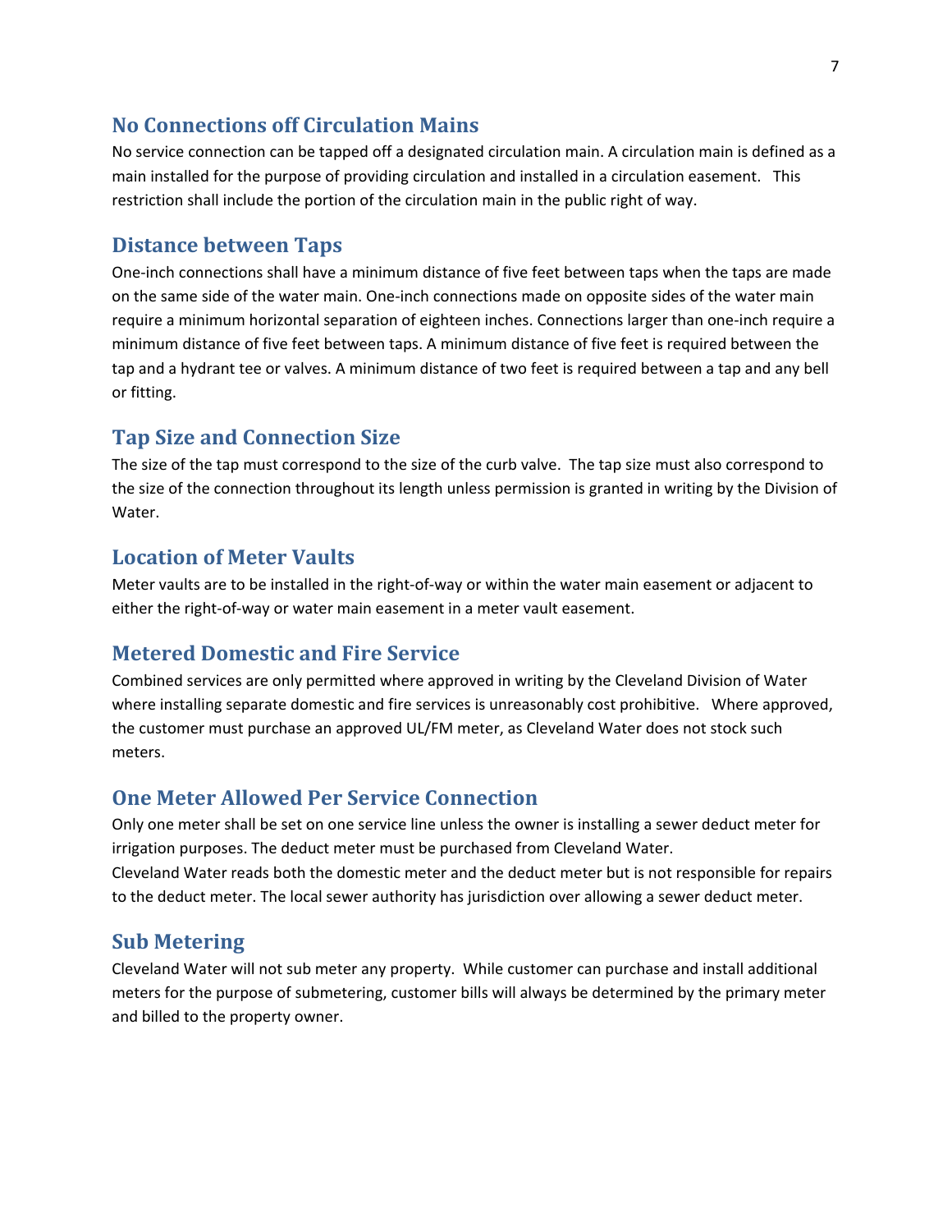## No Connections off Circulation Mains

No service connection can be tapped off a designated circulation main. A circulation main is defined as a main installed for the purpose of providing circulation and installed in a circulation easement. This restriction shall include the portion of the circulation main in the public right of way.

## Distance between Taps

One-inch connections shall have a minimum distance of five feet between taps when the taps are made on the same side of the water main. One-inch connections made on opposite sides of the water main require a minimum horizontal separation of eighteen inches. Connections larger than one-inch require a minimum distance of five feet between taps. A minimum distance of five feet is required between the tap and a hydrant tee or valves. A minimum distance of two feet is required between a tap and any bell or fitting.

## Tap Size and Connection Size

The size of the tap must correspond to the size of the curb valve. The tap size must also correspond to the size of the connection throughout its length unless permission is granted in writing by the Division of Water.

## Location of Meter Vaults

Meter vaults are to be installed in the right-of-way or within the water main easement or adjacent to either the right-of-way or water main easement in a meter vault easement.

## Metered Domestic and Fire Service

Combined services are only permitted where approved in writing by the Cleveland Division of Water where installing separate domestic and fire services is unreasonably cost prohibitive. Where approved, the customer must purchase an approved UL/FM meter, as Cleveland Water does not stock such meters.

## One Meter Allowed Per Service Connection

Only one meter shall be set on one service line unless the owner is installing a sewer deduct meter for irrigation purposes. The deduct meter must be purchased from Cleveland Water.
Cleveland Water reads both the domestic meter and the deduct meter but is not responsible for repairs to the deduct meter. The local sewer authority has jurisdiction over allowing a sewer deduct meter.

## Sub Metering

Cleveland Water will not sub meter any property. While customer can purchase and install additional meters for the purpose of submetering, customer bills will always be determined by the primary meter and billed to the property owner.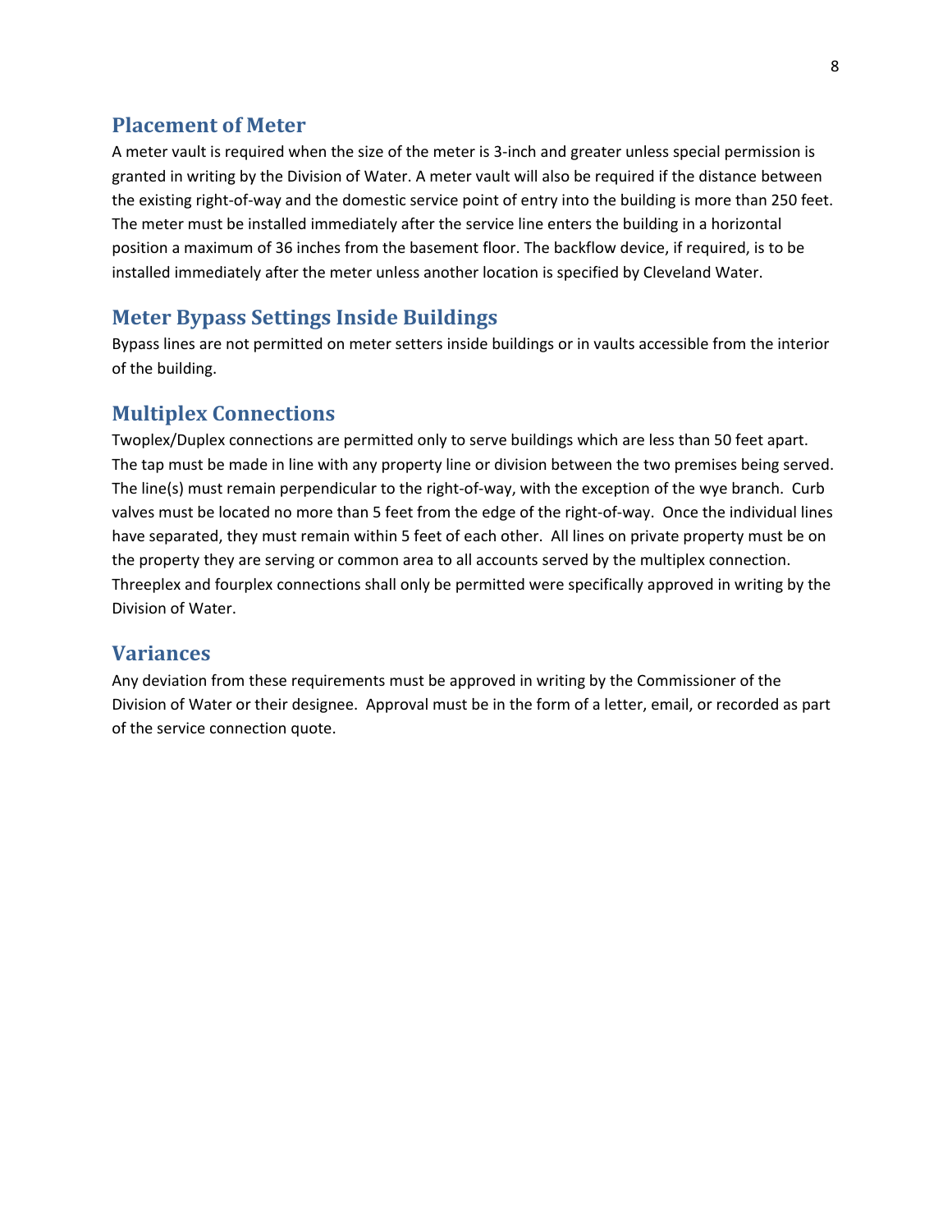## Placement of Meter

A meter vault is required when the size of the meter is 3-inch and greater unless special permission is granted in writing by the Division of Water. A meter vault will also be required if the distance between the existing right-of-way and the domestic service point of entry into the building is more than 250 feet. The meter must be installed immediately after the service line enters the building in a horizontal position a maximum of 36 inches from the basement floor. The backflow device, if required, is to be installed immediately after the meter unless another location is specified by Cleveland Water.

## Meter Bypass Settings Inside Buildings

Bypass lines are not permitted on meter setters inside buildings or in vaults accessible from the interior of the building.

## Multiplex Connections

Twoplex/Duplex connections are permitted only to serve buildings which are less than 50 feet apart. The tap must be made in line with any property line or division between the two premises being served. The line(s) must remain perpendicular to the right-of-way, with the exception of the wye branch. Curb valves must be located no more than 5 feet from the edge of the right-of-way. Once the individual lines have separated, they must remain within 5 feet of each other. All lines on private property must be on the property they are serving or common area to all accounts served by the multiplex connection. Threeplex and fourplex connections shall only be permitted were specifically approved in writing by the Division of Water.

## Variances

Any deviation from these requirements must be approved in writing by the Commissioner of the Division of Water or their designee. Approval must be in the form of a letter, email, or recorded as part of the service connection quote.